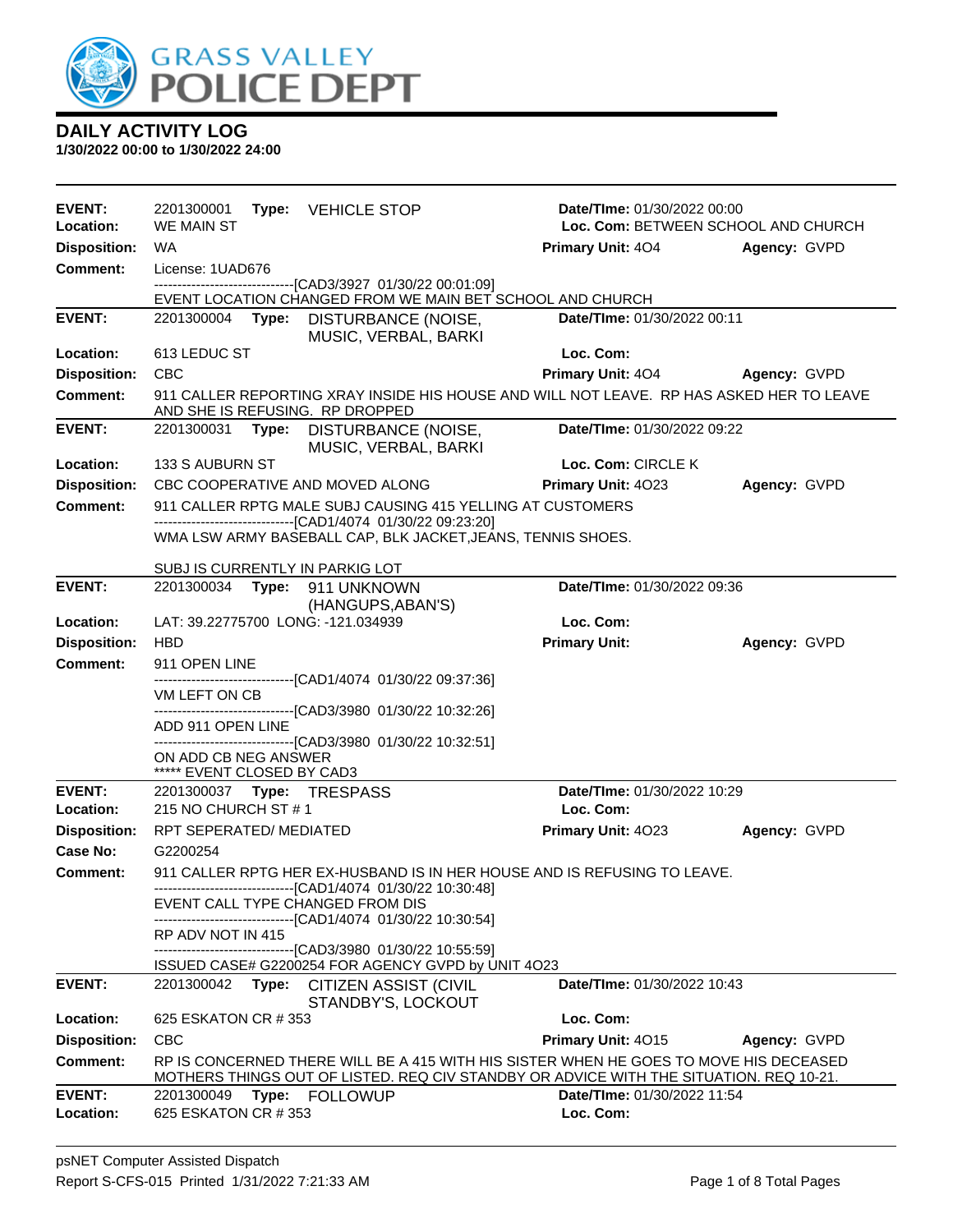# GRASS VALLEY POLICE DEPT

## DAILY ACTIVITY LOG

**1/30/2022 00:00 to 1/30/2022 24:00**

---

**EVENT:** 2201300001 **Type:** VEHICLE STOP **Date/TIme:** 01/30/2022 00:00
**Location:** WE MAIN ST **Loc. Com:** BETWEEN SCHOOL AND CHURCH
**Disposition:** WA **Primary Unit:** 4O4 **Agency:** GVPD
**Comment:** License: 1UAD676
------------------------------[CAD3/3927 01/30/22 00:01:09]
EVENT LOCATION CHANGED FROM WE MAIN BET SCHOOL AND CHURCH

---

**EVENT:** 2201300004 **Type:** DISTURBANCE (NOISE, MUSIC, VERBAL, BARKI **Date/TIme:** 01/30/2022 00:11
**Location:** 613 LEDUC ST **Loc. Com:**
**Disposition:** CBC **Primary Unit:** 4O4 **Agency:** GVPD
**Comment:** 911 CALLER REPORTING XRAY INSIDE HIS HOUSE AND WILL NOT LEAVE. RP HAS ASKED HER TO LEAVE AND SHE IS REFUSING. RP DROPPED

---

**EVENT:** 2201300031 **Type:** DISTURBANCE (NOISE, MUSIC, VERBAL, BARKI **Date/TIme:** 01/30/2022 09:22
**Location:** 133 S AUBURN ST **Loc. Com:** CIRCLE K
**Disposition:** CBC COOPERATIVE AND MOVED ALONG **Primary Unit:** 4O23 **Agency:** GVPD
**Comment:** 911 CALLER RPTG MALE SUBJ CAUSING 415 YELLING AT CUSTOMERS
------------------------------[CAD1/4074 01/30/22 09:23:20]
WMA LSW ARMY BASEBALL CAP, BLK JACKET,JEANS, TENNIS SHOES.

SUBJ IS CURRENTLY IN PARKIG LOT

---

**EVENT:** 2201300034 **Type:** 911 UNKNOWN (HANGUPS,ABAN'S) **Date/TIme:** 01/30/2022 09:36
**Location:** LAT: 39.22775700 LONG: -121.034939 **Loc. Com:**
**Disposition:** HBD **Primary Unit:** **Agency:** GVPD
**Comment:** 911 OPEN LINE
------------------------------[CAD1/4074 01/30/22 09:37:36]
VM LEFT ON CB
------------------------------[CAD3/3980 01/30/22 10:32:26]
ADD 911 OPEN LINE
------------------------------[CAD3/3980 01/30/22 10:32:51]
ON ADD CB NEG ANSWER
***** EVENT CLOSED BY CAD3

---

**EVENT:** 2201300037 **Type:** TRESPASS **Date/TIme:** 01/30/2022 10:29
**Location:** 215 NO CHURCH ST # 1 **Loc. Com:**
**Disposition:** RPT SEPERATED/ MEDIATED **Primary Unit:** 4O23 **Agency:** GVPD
**Case No:** G2200254
**Comment:** 911 CALLER RPTG HER EX-HUSBAND IS IN HER HOUSE AND IS REFUSING TO LEAVE.
------------------------------[CAD1/4074 01/30/22 10:30:48]
EVENT CALL TYPE CHANGED FROM DIS
------------------------------[CAD1/4074 01/30/22 10:30:54]
RP ADV NOT IN 415
------------------------------[CAD3/3980 01/30/22 10:55:59]
ISSUED CASE# G2200254 FOR AGENCY GVPD by UNIT 4O23

---

**EVENT:** 2201300042 **Type:** CITIZEN ASSIST (CIVIL STANDBY'S, LOCKOUT **Date/TIme:** 01/30/2022 10:43
**Location:** 625 ESKATON CR # 353 **Loc. Com:**
**Disposition:** CBC **Primary Unit:** 4O15 **Agency:** GVPD
**Comment:** RP IS CONCERNED THERE WILL BE A 415 WITH HIS SISTER WHEN HE GOES TO MOVE HIS DECEASED MOTHERS THINGS OUT OF LISTED. REQ CIV STANDBY OR ADVICE WITH THE SITUATION. REQ 10-21.

---

**EVENT:** 2201300049 **Type:** FOLLOWUP **Date/TIme:** 01/30/2022 11:54
**Location:** 625 ESKATON CR # 353 **Loc. Com:**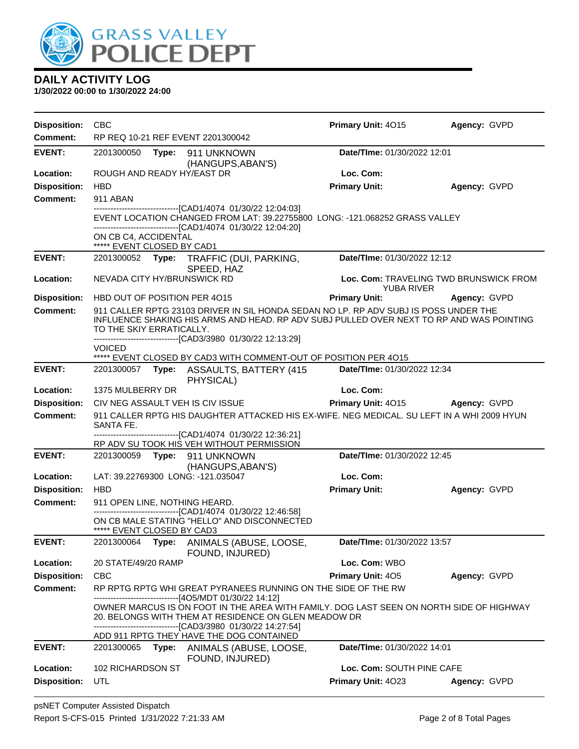# DAILY ACTIVITY LOG

**1/30/2022 00:00 to 1/30/2022 24:00**

**Disposition:** CBC　　**Primary Unit:** 4O15　　**Agency:** GVPD
**Comment:** RP REQ 10-21 REF EVENT 2201300042

---

**EVENT:** 2201300050　**Type:** 911 UNKNOWN (HANGUPS,ABAN'S)　　**Date/TIme:** 01/30/2022 12:01
**Location:** ROUGH AND READY HY/EAST DR　　**Loc. Com:**
**Disposition:** HBD　　**Primary Unit:**　　**Agency:** GVPD
**Comment:** 911 ABAN

------------------------------[CAD1/4074 01/30/22 12:04:03]
EVENT LOCATION CHANGED FROM LAT: 39.22755800 LONG: -121.068252 GRASS VALLEY
------------------------------[CAD1/4074 01/30/22 12:04:20]
ON CB C4, ACCIDENTAL
***** EVENT CLOSED BY CAD1

---

**EVENT:** 2201300052　**Type:** TRAFFIC (DUI, PARKING, SPEED, HAZ　　**Date/TIme:** 01/30/2022 12:12
**Location:** NEVADA CITY HY/BRUNSWICK RD　　**Loc. Com:** TRAVELING TWD BRUNSWICK FROM YUBA RIVER
**Disposition:** HBD OUT OF POSITION PER 4O15　　**Primary Unit:**　　**Agency:** GVPD
**Comment:** 911 CALLER RPTG 23103 DRIVER IN SIL HONDA SEDAN NO LP. RP ADV SUBJ IS POSS UNDER THE INFLUENCE SHAKING HIS ARMS AND HEAD. RP ADV SUBJ PULLED OVER NEXT TO RP AND WAS POINTING TO THE SKIY ERRATICALLY.

------------------------------[CAD3/3980 01/30/22 12:13:29]
VOICED
***** EVENT CLOSED BY CAD3 WITH COMMENT-OUT OF POSITION PER 4O15

---

**EVENT:** 2201300057　**Type:** ASSAULTS, BATTERY (415 PHYSICAL)　　**Date/TIme:** 01/30/2022 12:34
**Location:** 1375 MULBERRY DR　　**Loc. Com:**
**Disposition:** CIV NEG ASSAULT VEH IS CIV ISSUE　　**Primary Unit:** 4O15　　**Agency:** GVPD
**Comment:** 911 CALLER RPTG HIS DAUGHTER ATTACKED HIS EX-WIFE. NEG MEDICAL. SU LEFT IN A WHI 2009 HYUN SANTA FE.

------------------------------[CAD1/4074 01/30/22 12:36:21]
RP ADV SU TOOK HIS VEH WITHOUT PERMISSION

---

**EVENT:** 2201300059　**Type:** 911 UNKNOWN (HANGUPS,ABAN'S)　　**Date/TIme:** 01/30/2022 12:45
**Location:** LAT: 39.22769300 LONG: -121.035047　　**Loc. Com:**
**Disposition:** HBD　　**Primary Unit:**　　**Agency:** GVPD
**Comment:** 911 OPEN LINE, NOTHING HEARD.

------------------------------[CAD1/4074 01/30/22 12:46:58]
ON CB MALE STATING "HELLO" AND DISCONNECTED
***** EVENT CLOSED BY CAD3

---

**EVENT:** 2201300064　**Type:** ANIMALS (ABUSE, LOOSE, FOUND, INJURED)　　**Date/TIme:** 01/30/2022 13:57
**Location:** 20 STATE/49/20 RAMP　　**Loc. Com:** WBO
**Disposition:** CBC　　**Primary Unit:** 4O5　　**Agency:** GVPD
**Comment:** RP RPTG RPTG WHI GREAT PYRANEES RUNNING ON THE SIDE OF THE RW

------------------------------[4O5/MDT 01/30/22 14:12]
OWNER MARCUS IS ON FOOT IN THE AREA WITH FAMILY. DOG LAST SEEN ON NORTH SIDE OF HIGHWAY 20. BELONGS WITH THEM AT RESIDENCE ON GLEN MEADOW DR
------------------------------[CAD3/3980 01/30/22 14:27:54]
ADD 911 RPTG THEY HAVE THE DOG CONTAINED

---

**EVENT:** 2201300065　**Type:** ANIMALS (ABUSE, LOOSE, FOUND, INJURED)　　**Date/TIme:** 01/30/2022 14:01
**Location:** 102 RICHARDSON ST　　**Loc. Com:** SOUTH PINE CAFE
**Disposition:** UTL　　**Primary Unit:** 4O23　　**Agency:** GVPD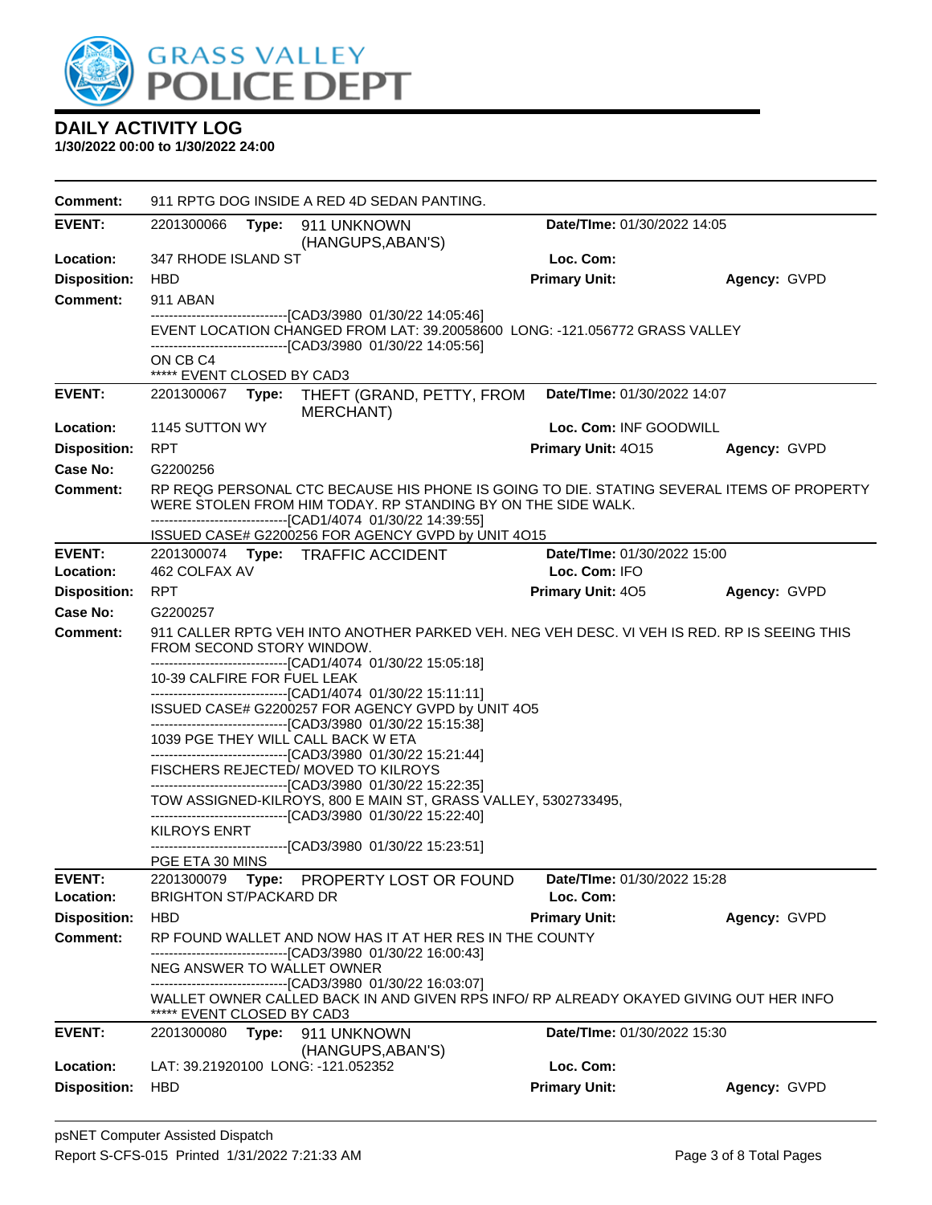# GRASS VALLEY POLICE DEPT

## DAILY ACTIVITY LOG

**1/30/2022 00:00 to 1/30/2022 24:00**

**Comment:** 911 RPTG DOG INSIDE A RED 4D SEDAN PANTING.

---

**EVENT:** 2201300066 **Type:** 911 UNKNOWN (HANGUPS,ABAN'S) **Date/TIme:** 01/30/2022 14:05

**Location:** 347 RHODE ISLAND ST **Loc. Com:**

**Disposition:** HBD **Primary Unit:** **Agency:** GVPD

**Comment:** 911 ABAN

------------------------------[CAD3/3980 01/30/22 14:05:46]

EVENT LOCATION CHANGED FROM LAT: 39.20058600 LONG: -121.056772 GRASS VALLEY

------------------------------[CAD3/3980 01/30/22 14:05:56]

ON CB C4

***** EVENT CLOSED BY CAD3

---

**EVENT:** 2201300067 **Type:** THEFT (GRAND, PETTY, FROM MERCHANT) **Date/TIme:** 01/30/2022 14:07

**Location:** 1145 SUTTON WY **Loc. Com:** INF GOODWILL

**Disposition:** RPT **Primary Unit:** 4O15 **Agency:** GVPD

**Case No:** G2200256

**Comment:** RP REQG PERSONAL CTC BECAUSE HIS PHONE IS GOING TO DIE. STATING SEVERAL ITEMS OF PROPERTY WERE STOLEN FROM HIM TODAY. RP STANDING BY ON THE SIDE WALK.

------------------------------[CAD1/4074 01/30/22 14:39:55]

ISSUED CASE# G2200256 FOR AGENCY GVPD by UNIT 4O15

---

**EVENT:** 2201300074 **Type:** TRAFFIC ACCIDENT **Date/TIme:** 01/30/2022 15:00

**Location:** 462 COLFAX AV **Loc. Com:** IFO

**Disposition:** RPT **Primary Unit:** 4O5 **Agency:** GVPD

**Case No:** G2200257

**Comment:** 911 CALLER RPTG VEH INTO ANOTHER PARKED VEH. NEG VEH DESC. VI VEH IS RED. RP IS SEEING THIS FROM SECOND STORY WINDOW.

------------------------------[CAD1/4074 01/30/22 15:05:18]

10-39 CALFIRE FOR FUEL LEAK

------------------------------[CAD1/4074 01/30/22 15:11:11]

ISSUED CASE# G2200257 FOR AGENCY GVPD by UNIT 4O5

------------------------------[CAD3/3980 01/30/22 15:15:38]

1039 PGE THEY WILL CALL BACK W ETA

------------------------------[CAD3/3980 01/30/22 15:21:44]

FISCHERS REJECTED/ MOVED TO KILROYS

------------------------------[CAD3/3980 01/30/22 15:22:35]

TOW ASSIGNED-KILROYS, 800 E MAIN ST, GRASS VALLEY, 5302733495,

------------------------------[CAD3/3980 01/30/22 15:22:40]

KILROYS ENRT

------------------------------[CAD3/3980 01/30/22 15:23:51]

PGE ETA 30 MINS

---

**EVENT:** 2201300079 **Type:** PROPERTY LOST OR FOUND **Date/TIme:** 01/30/2022 15:28

**Location:** BRIGHTON ST/PACKARD DR **Loc. Com:**

**Disposition:** HBD **Primary Unit:** **Agency:** GVPD

**Comment:** RP FOUND WALLET AND NOW HAS IT AT HER RES IN THE COUNTY

------------------------------[CAD3/3980 01/30/22 16:00:43]

NEG ANSWER TO WALLET OWNER

------------------------------[CAD3/3980 01/30/22 16:03:07]

WALLET OWNER CALLED BACK IN AND GIVEN RPS INFO/ RP ALREADY OKAYED GIVING OUT HER INFO

***** EVENT CLOSED BY CAD3

---

**EVENT:** 2201300080 **Type:** 911 UNKNOWN (HANGUPS,ABAN'S) **Date/TIme:** 01/30/2022 15:30

**Location:** LAT: 39.21920100 LONG: -121.052352 **Loc. Com:**

**Disposition:** HBD **Primary Unit:** **Agency:** GVPD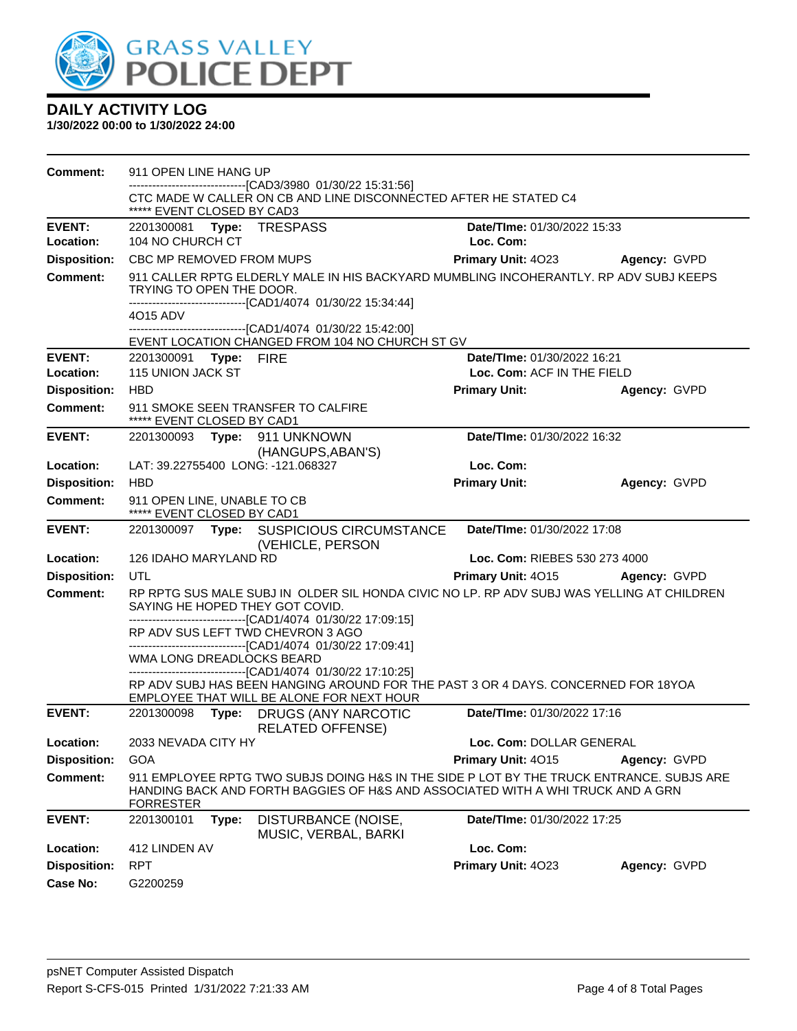## DAILY ACTIVITY LOG

**1/30/2022 00:00 to 1/30/2022 24:00**

**Comment:** 911 OPEN LINE HANG UP
------------------------------[CAD3/3980 01/30/22 15:31:56]
CTC MADE W CALLER ON CB AND LINE DISCONNECTED AFTER HE STATED C4
***** EVENT CLOSED BY CAD3

---

**EVENT:** 2201300081 **Type:** TRESPASS **Date/TIme:** 01/30/2022 15:33
**Location:** 104 NO CHURCH CT **Loc. Com:**
**Disposition:** CBC MP REMOVED FROM MUPS **Primary Unit:** 4O23 **Agency:** GVPD
**Comment:** 911 CALLER RPTG ELDERLY MALE IN HIS BACKYARD MUMBLING INCOHERANTLY. RP ADV SUBJ KEEPS TRYING TO OPEN THE DOOR.
------------------------------[CAD1/4074 01/30/22 15:34:44]
4O15 ADV
------------------------------[CAD1/4074 01/30/22 15:42:00]
EVENT LOCATION CHANGED FROM 104 NO CHURCH ST GV

---

**EVENT:** 2201300091 **Type:** FIRE **Date/TIme:** 01/30/2022 16:21
**Location:** 115 UNION JACK ST **Loc. Com:** ACF IN THE FIELD
**Disposition:** HBD **Primary Unit:** **Agency:** GVPD
**Comment:** 911 SMOKE SEEN TRANSFER TO CALFIRE
***** EVENT CLOSED BY CAD1

---

**EVENT:** 2201300093 **Type:** 911 UNKNOWN (HANGUPS,ABAN'S) **Date/TIme:** 01/30/2022 16:32
**Location:** LAT: 39.22755400 LONG: -121.068327 **Loc. Com:**
**Disposition:** HBD **Primary Unit:** **Agency:** GVPD
**Comment:** 911 OPEN LINE, UNABLE TO CB
***** EVENT CLOSED BY CAD1

---

**EVENT:** 2201300097 **Type:** SUSPICIOUS CIRCUMSTANCE (VEHICLE, PERSON **Date/TIme:** 01/30/2022 17:08
**Location:** 126 IDAHO MARYLAND RD **Loc. Com:** RIEBES 530 273 4000
**Disposition:** UTL **Primary Unit:** 4O15 **Agency:** GVPD
**Comment:** RP RPTG SUS MALE SUBJ IN OLDER SIL HONDA CIVIC NO LP. RP ADV SUBJ WAS YELLING AT CHILDREN SAYING HE HOPED THEY GOT COVID.
------------------------------[CAD1/4074 01/30/22 17:09:15]
RP ADV SUS LEFT TWD CHEVRON 3 AGO
------------------------------[CAD1/4074 01/30/22 17:09:41]
WMA LONG DREADLOCKS BEARD
------------------------------[CAD1/4074 01/30/22 17:10:25]
RP ADV SUBJ HAS BEEN HANGING AROUND FOR THE PAST 3 OR 4 DAYS. CONCERNED FOR 18YOA EMPLOYEE THAT WILL BE ALONE FOR NEXT HOUR

---

**EVENT:** 2201300098 **Type:** DRUGS (ANY NARCOTIC RELATED OFFENSE) **Date/TIme:** 01/30/2022 17:16
**Location:** 2033 NEVADA CITY HY **Loc. Com:** DOLLAR GENERAL
**Disposition:** GOA **Primary Unit:** 4O15 **Agency:** GVPD
**Comment:** 911 EMPLOYEE RPTG TWO SUBJS DOING H&S IN THE SIDE P LOT BY THE TRUCK ENTRANCE. SUBJS ARE HANDING BACK AND FORTH BAGGIES OF H&S AND ASSOCIATED WITH A WHI TRUCK AND A GRN FORRESTER

---

**EVENT:** 2201300101 **Type:** DISTURBANCE (NOISE, MUSIC, VERBAL, BARKI **Date/TIme:** 01/30/2022 17:25
**Location:** 412 LINDEN AV **Loc. Com:**
**Disposition:** RPT **Primary Unit:** 4O23 **Agency:** GVPD
**Case No:** G2200259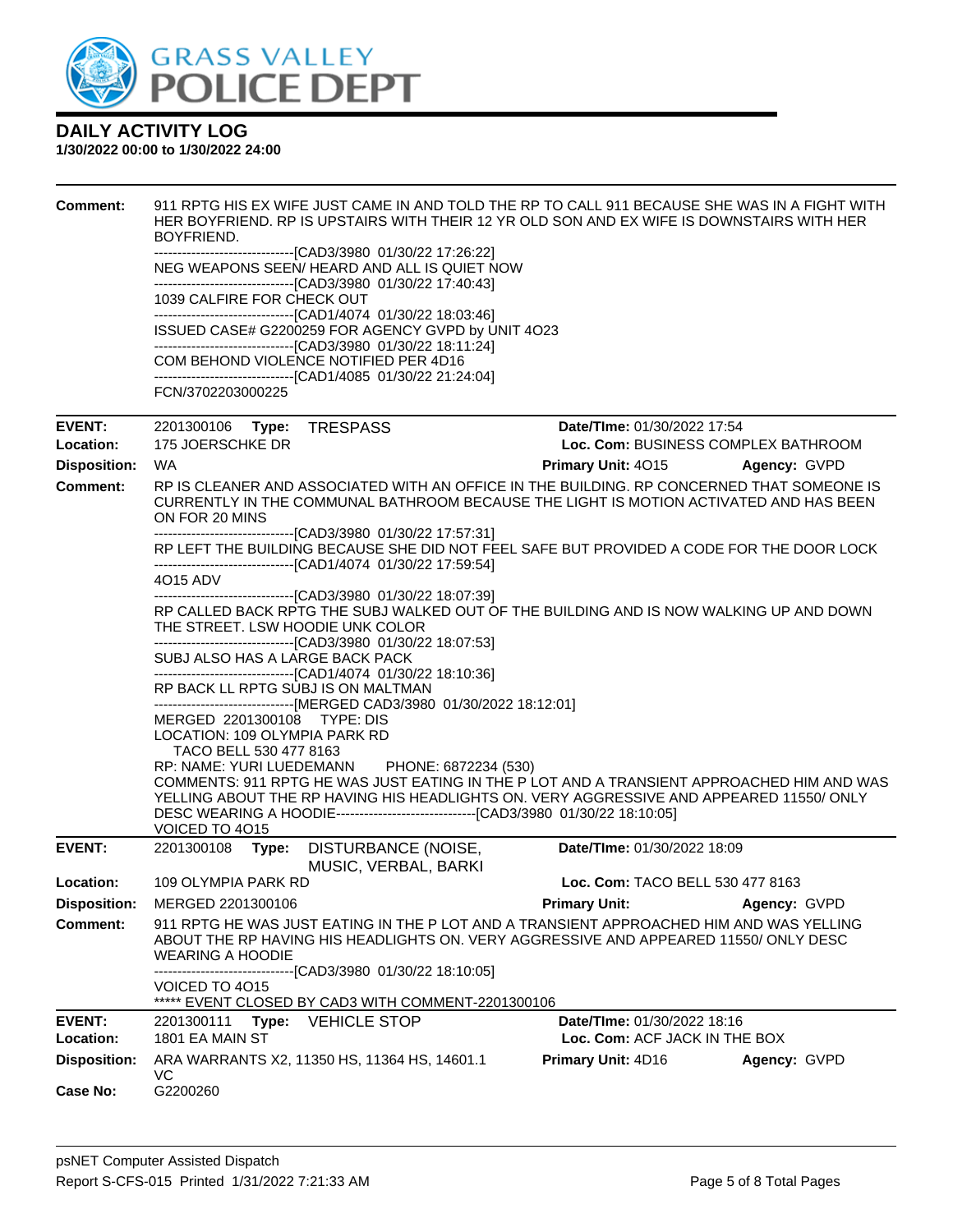# DAILY ACTIVITY LOG

**1/30/2022 00:00 to 1/30/2022 24:00**

**Comment:** 911 RPTG HIS EX WIFE JUST CAME IN AND TOLD THE RP TO CALL 911 BECAUSE SHE WAS IN A FIGHT WITH HER BOYFRIEND. RP IS UPSTAIRS WITH THEIR 12 YR OLD SON AND EX WIFE IS DOWNSTAIRS WITH HER BOYFRIEND.
------------------------------[CAD3/3980 01/30/22 17:26:22]
NEG WEAPONS SEEN/ HEARD AND ALL IS QUIET NOW
------------------------------[CAD3/3980 01/30/22 17:40:43]
1039 CALFIRE FOR CHECK OUT
------------------------------[CAD1/4074 01/30/22 18:03:46]
ISSUED CASE# G2200259 FOR AGENCY GVPD by UNIT 4O23
------------------------------[CAD3/3980 01/30/22 18:11:24]
COM BEHOND VIOLENCE NOTIFIED PER 4D16
------------------------------[CAD1/4085 01/30/22 21:24:04]
FCN/3702203000225

---

**EVENT:** 2201300106 **Type:** TRESPASS **Date/TIme:** 01/30/2022 17:54
**Location:** 175 JOERSCHKE DR **Loc. Com:** BUSINESS COMPLEX BATHROOM
**Disposition:** WA **Primary Unit:** 4O15 **Agency:** GVPD
**Comment:** RP IS CLEANER AND ASSOCIATED WITH AN OFFICE IN THE BUILDING. RP CONCERNED THAT SOMEONE IS CURRENTLY IN THE COMMUNAL BATHROOM BECAUSE THE LIGHT IS MOTION ACTIVATED AND HAS BEEN ON FOR 20 MINS
------------------------------[CAD3/3980 01/30/22 17:57:31]
RP LEFT THE BUILDING BECAUSE SHE DID NOT FEEL SAFE BUT PROVIDED A CODE FOR THE DOOR LOCK
------------------------------[CAD1/4074 01/30/22 17:59:54]
4O15 ADV
------------------------------[CAD3/3980 01/30/22 18:07:39]
RP CALLED BACK RPTG THE SUBJ WALKED OUT OF THE BUILDING AND IS NOW WALKING UP AND DOWN THE STREET. LSW HOODIE UNK COLOR
------------------------------[CAD3/3980 01/30/22 18:07:53]
SUBJ ALSO HAS A LARGE BACK PACK
------------------------------[CAD1/4074 01/30/22 18:10:36]
RP BACK LL RPTG SUBJ IS ON MALTMAN
------------------------------[MERGED CAD3/3980 01/30/2022 18:12:01]
MERGED 2201300108 TYPE: DIS
LOCATION: 109 OLYMPIA PARK RD
TACO BELL 530 477 8163
RP: NAME: YURI LUEDEMANN PHONE: 6872234 (530)
COMMENTS: 911 RPTG HE WAS JUST EATING IN THE P LOT AND A TRANSIENT APPROACHED HIM AND WAS YELLING ABOUT THE RP HAVING HIS HEADLIGHTS ON. VERY AGGRESSIVE AND APPEARED 11550/ ONLY DESC WEARING A HOODIE------------------------------[CAD3/3980 01/30/22 18:10:05]
VOICED TO 4O15

---

**EVENT:** 2201300108 **Type:** DISTURBANCE (NOISE, MUSIC, VERBAL, BARKI **Date/TIme:** 01/30/2022 18:09
**Location:** 109 OLYMPIA PARK RD **Loc. Com:** TACO BELL 530 477 8163
**Disposition:** MERGED 2201300106 **Primary Unit:** **Agency:** GVPD
**Comment:** 911 RPTG HE WAS JUST EATING IN THE P LOT AND A TRANSIENT APPROACHED HIM AND WAS YELLING ABOUT THE RP HAVING HIS HEADLIGHTS ON. VERY AGGRESSIVE AND APPEARED 11550/ ONLY DESC WEARING A HOODIE
------------------------------[CAD3/3980 01/30/22 18:10:05]
VOICED TO 4O15
***** EVENT CLOSED BY CAD3 WITH COMMENT-2201300106

---

**EVENT:** 2201300111 **Type:** VEHICLE STOP **Date/TIme:** 01/30/2022 18:16
**Location:** 1801 EA MAIN ST **Loc. Com:** ACF JACK IN THE BOX
**Disposition:** ARA WARRANTS X2, 11350 HS, 11364 HS, 14601.1 VC **Primary Unit:** 4D16 **Agency:** GVPD
**Case No:** G2200260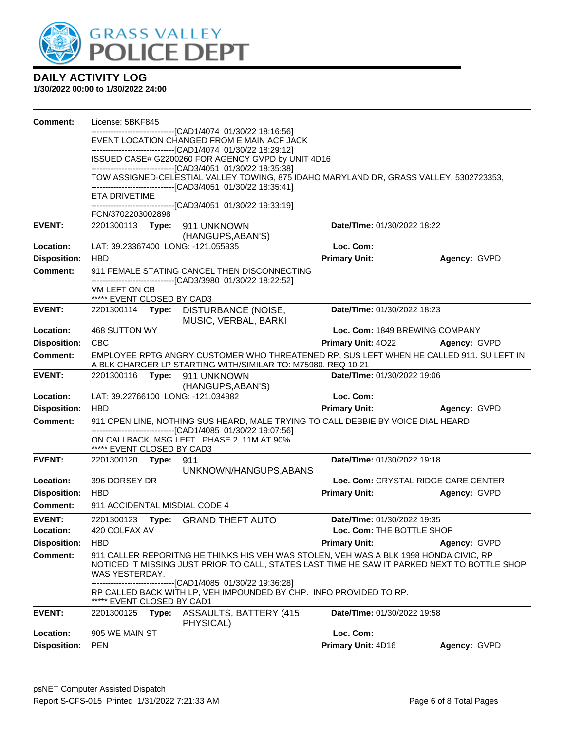# DAILY ACTIVITY LOG

**1/30/2022 00:00 to 1/30/2022 24:00**

**Comment:** License: 5BKF845
------------------------------[CAD1/4074 01/30/22 18:16:56]
EVENT LOCATION CHANGED FROM E MAIN ACF JACK
------------------------------[CAD1/4074 01/30/22 18:29:12]
ISSUED CASE# G2200260 FOR AGENCY GVPD by UNIT 4D16
------------------------------[CAD3/4051 01/30/22 18:35:38]
TOW ASSIGNED-CELESTIAL VALLEY TOWING, 875 IDAHO MARYLAND DR, GRASS VALLEY, 5302723353,
------------------------------[CAD3/4051 01/30/22 18:35:41]
ETA DRIVETIME
------------------------------[CAD3/4051 01/30/22 19:33:19]
FCN/3702203002898

---

**EVENT:** 2201300113 **Type:** 911 UNKNOWN (HANGUPS,ABAN'S) **Date/TIme:** 01/30/2022 18:22
**Location:** LAT: 39.23367400 LONG: -121.055935 **Loc. Com:**
**Disposition:** HBD **Primary Unit:** **Agency:** GVPD
**Comment:** 911 FEMALE STATING CANCEL THEN DISCONNECTING
------------------------------[CAD3/3980 01/30/22 18:22:52]
VM LEFT ON CB
***** EVENT CLOSED BY CAD3

---

**EVENT:** 2201300114 **Type:** DISTURBANCE (NOISE, MUSIC, VERBAL, BARKI **Date/TIme:** 01/30/2022 18:23
**Location:** 468 SUTTON WY **Loc. Com:** 1849 BREWING COMPANY
**Disposition:** CBC **Primary Unit:** 4O22 **Agency:** GVPD
**Comment:** EMPLOYEE RPTG ANGRY CUSTOMER WHO THREATENED RP. SUS LEFT WHEN HE CALLED 911. SU LEFT IN A BLK CHARGER LP STARTING WITH/SIMILAR TO: M75980. REQ 10-21

---

**EVENT:** 2201300116 **Type:** 911 UNKNOWN (HANGUPS,ABAN'S) **Date/TIme:** 01/30/2022 19:06
**Location:** LAT: 39.22766100 LONG: -121.034982 **Loc. Com:**
**Disposition:** HBD **Primary Unit:** **Agency:** GVPD
**Comment:** 911 OPEN LINE, NOTHING SUS HEARD, MALE TRYING TO CALL DEBBIE BY VOICE DIAL HEARD
------------------------------[CAD1/4085 01/30/22 19:07:56]
ON CALLBACK, MSG LEFT. PHASE 2, 11M AT 90%
***** EVENT CLOSED BY CAD3

---

**EVENT:** 2201300120 **Type:** 911 UNKNOWN/HANGUPS,ABANS **Date/TIme:** 01/30/2022 19:18
**Location:** 396 DORSEY DR **Loc. Com:** CRYSTAL RIDGE CARE CENTER
**Disposition:** HBD **Primary Unit:** **Agency:** GVPD
**Comment:** 911 ACCIDENTAL MISDIAL CODE 4

---

**EVENT:** 2201300123 **Type:** GRAND THEFT AUTO **Date/TIme:** 01/30/2022 19:35
**Location:** 420 COLFAX AV **Loc. Com:** THE BOTTLE SHOP
**Disposition:** HBD **Primary Unit:** **Agency:** GVPD
**Comment:** 911 CALLER REPORITNG HE THINKS HIS VEH WAS STOLEN, VEH WAS A BLK 1998 HONDA CIVIC, RP NOTICED IT MISSING JUST PRIOR TO CALL, STATES LAST TIME HE SAW IT PARKED NEXT TO BOTTLE SHOP WAS YESTERDAY.
------------------------------[CAD1/4085 01/30/22 19:36:28]
RP CALLED BACK WITH LP, VEH IMPOUNDED BY CHP. INFO PROVIDED TO RP.
***** EVENT CLOSED BY CAD1

---

**EVENT:** 2201300125 **Type:** ASSAULTS, BATTERY (415 PHYSICAL) **Date/TIme:** 01/30/2022 19:58
**Location:** 905 WE MAIN ST **Loc. Com:**
**Disposition:** PEN **Primary Unit:** 4D16 **Agency:** GVPD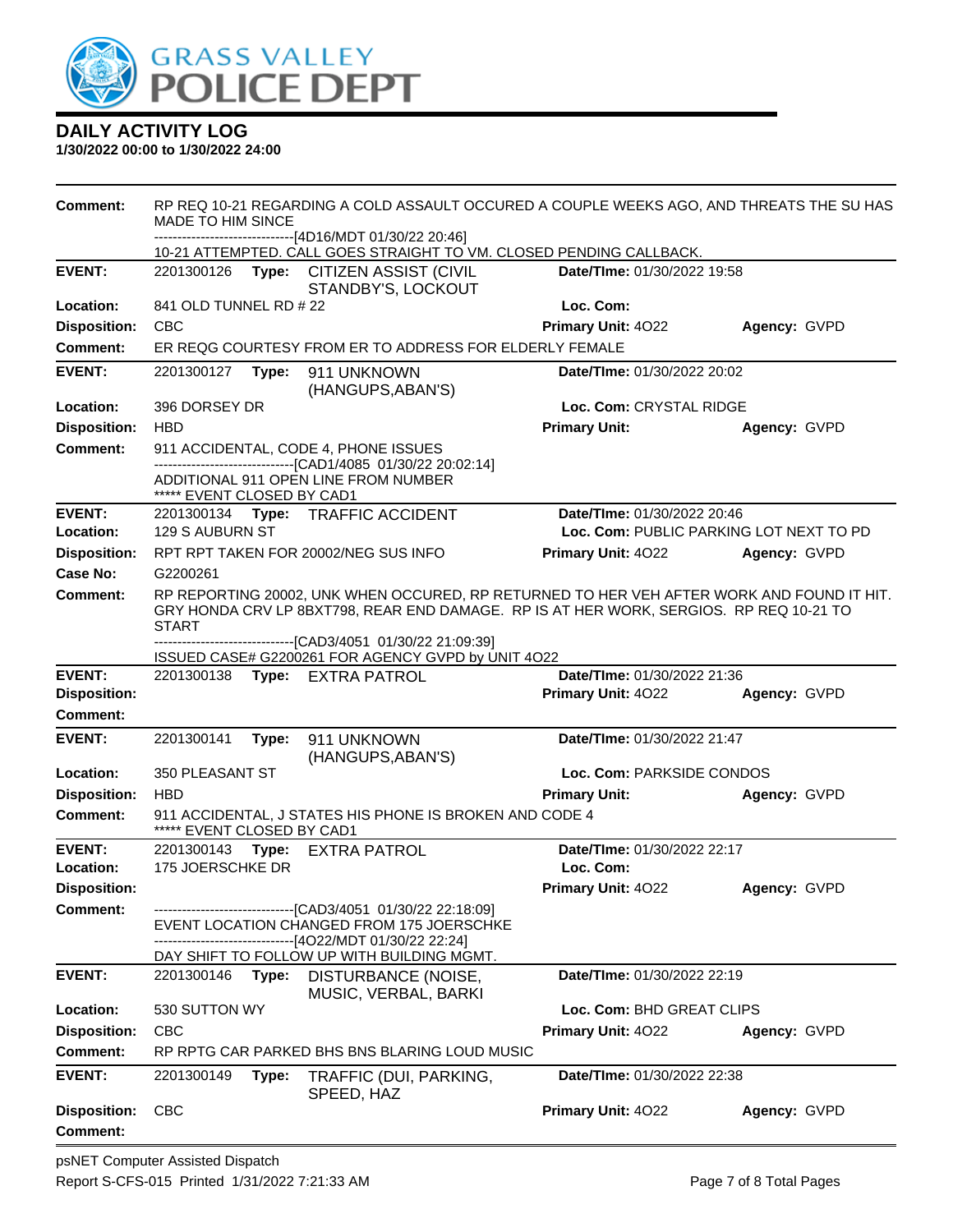# GRASS VALLEY POLICE DEPT

## DAILY ACTIVITY LOG

**1/30/2022 00:00 to 1/30/2022 24:00**

| | | | | |
|---|---|---|---|---|
| **Comment:** | RP REQ 10-21 REGARDING A COLD ASSAULT OCCURED A COUPLE WEEKS AGO, AND THREATS THE SU HAS MADE TO HIM SINCE<br>------------------------------[4D16/MDT 01/30/22 20:46]<br>10-21 ATTEMPTED. CALL GOES STRAIGHT TO VM. CLOSED PENDING CALLBACK. | | | |
| **EVENT:** | 2201300126 **Type:** CITIZEN ASSIST (CIVIL STANDBY'S, LOCKOUT | **Date/TIme:** 01/30/2022 19:58 | | |
| **Location:** | 841 OLD TUNNEL RD # 22 | **Loc. Com:** | | |
| **Disposition:** | CBC | **Primary Unit:** 4O22 | **Agency:** GVPD | |
| **Comment:** | ER REQG COURTESY FROM ER TO ADDRESS FOR ELDERLY FEMALE | | | |
| **EVENT:** | 2201300127 **Type:** 911 UNKNOWN (HANGUPS,ABAN'S) | **Date/TIme:** 01/30/2022 20:02 | | |
| **Location:** | 396 DORSEY DR | **Loc. Com:** CRYSTAL RIDGE | | |
| **Disposition:** | HBD | **Primary Unit:** | **Agency:** GVPD | |
| **Comment:** | 911 ACCIDENTAL, CODE 4, PHONE ISSUES<br>------------------------------[CAD1/4085 01/30/22 20:02:14]<br>ADDITIONAL 911 OPEN LINE FROM NUMBER<br>***** EVENT CLOSED BY CAD1 | | | |
| **EVENT:** | 2201300134 **Type:** TRAFFIC ACCIDENT | **Date/TIme:** 01/30/2022 20:46 | | |
| **Location:** | 129 S AUBURN ST | **Loc. Com:** PUBLIC PARKING LOT NEXT TO PD | | |
| **Disposition:** | RPT RPT TAKEN FOR 20002/NEG SUS INFO | **Primary Unit:** 4O22 | **Agency:** GVPD | |
| **Case No:** | G2200261 | | | |
| **Comment:** | RP REPORTING 20002, UNK WHEN OCCURED, RP RETURNED TO HER VEH AFTER WORK AND FOUND IT HIT. GRY HONDA CRV LP 8BXT798, REAR END DAMAGE. RP IS AT HER WORK, SERGIOS. RP REQ 10-21 TO START<br>------------------------------[CAD3/4051 01/30/22 21:09:39]<br>ISSUED CASE# G2200261 FOR AGENCY GVPD by UNIT 4O22 | | | |
| **EVENT:** | 2201300138 **Type:** EXTRA PATROL | **Date/TIme:** 01/30/2022 21:36 | | |
| **Disposition:** | | **Primary Unit:** 4O22 | **Agency:** GVPD | |
| **Comment:** | | | | |
| **EVENT:** | 2201300141 **Type:** 911 UNKNOWN (HANGUPS,ABAN'S) | **Date/TIme:** 01/30/2022 21:47 | | |
| **Location:** | 350 PLEASANT ST | **Loc. Com:** PARKSIDE CONDOS | | |
| **Disposition:** | HBD | **Primary Unit:** | **Agency:** GVPD | |
| **Comment:** | 911 ACCIDENTAL, J STATES HIS PHONE IS BROKEN AND CODE 4<br>***** EVENT CLOSED BY CAD1 | | | |
| **EVENT:** | 2201300143 **Type:** EXTRA PATROL | **Date/TIme:** 01/30/2022 22:17 | | |
| **Location:** | 175 JOERSCHKE DR | **Loc. Com:** | | |
| **Disposition:** | | **Primary Unit:** 4O22 | **Agency:** GVPD | |
| **Comment:** | ------------------------------[CAD3/4051 01/30/22 22:18:09]<br>EVENT LOCATION CHANGED FROM 175 JOERSCHKE<br>------------------------------[4O22/MDT 01/30/22 22:24]<br>DAY SHIFT TO FOLLOW UP WITH BUILDING MGMT. | | | |
| **EVENT:** | 2201300146 **Type:** DISTURBANCE (NOISE, MUSIC, VERBAL, BARKI | **Date/TIme:** 01/30/2022 22:19 | | |
| **Location:** | 530 SUTTON WY | **Loc. Com:** BHD GREAT CLIPS | | |
| **Disposition:** | CBC | **Primary Unit:** 4O22 | **Agency:** GVPD | |
| **Comment:** | RP RPTG CAR PARKED BHS BNS BLARING LOUD MUSIC | | | |
| **EVENT:** | 2201300149 **Type:** TRAFFIC (DUI, PARKING, SPEED, HAZ | **Date/TIme:** 01/30/2022 22:38 | | |
| **Disposition:** | CBC | **Primary Unit:** 4O22 | **Agency:** GVPD | |
| **Comment:** | | | | |

psNET Computer Assisted Dispatch
Report S-CFS-015 Printed 1/31/2022 7:21:33 AM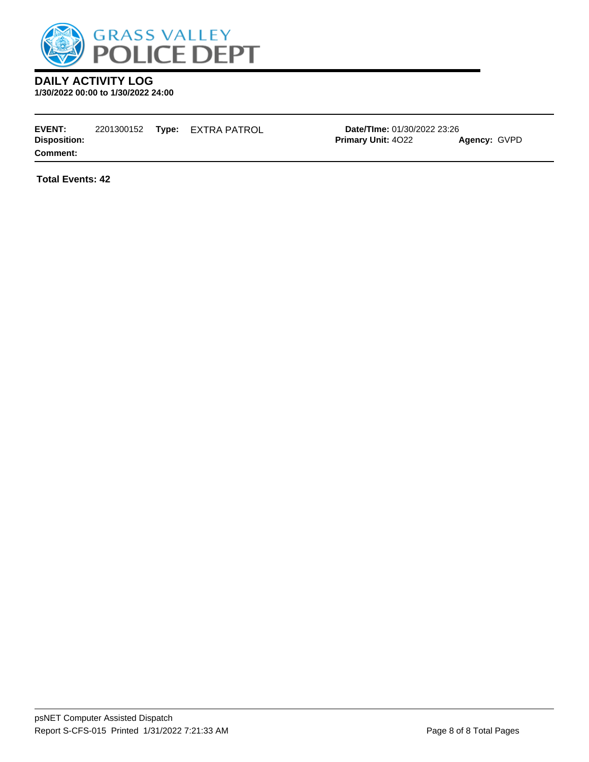# GRASS VALLEY POLICE DEPT

## DAILY ACTIVITY LOG

**1/30/2022 00:00 to 1/30/2022 24:00**

| | | | | | |
|---|---|---|---|---|---|
| **EVENT:** | 2201300152 | **Type:** | EXTRA PATROL | **Date/TIme:** 01/30/2022 23:26 | |
| **Disposition:** | | | | **Primary Unit:** 4O22 | **Agency:** GVPD |
| **Comment:** | | | | | |

**Total Events: 42**

psNET Computer Assisted Dispatch

Report S-CFS-015 Printed 1/31/2022 7:21:33 AM